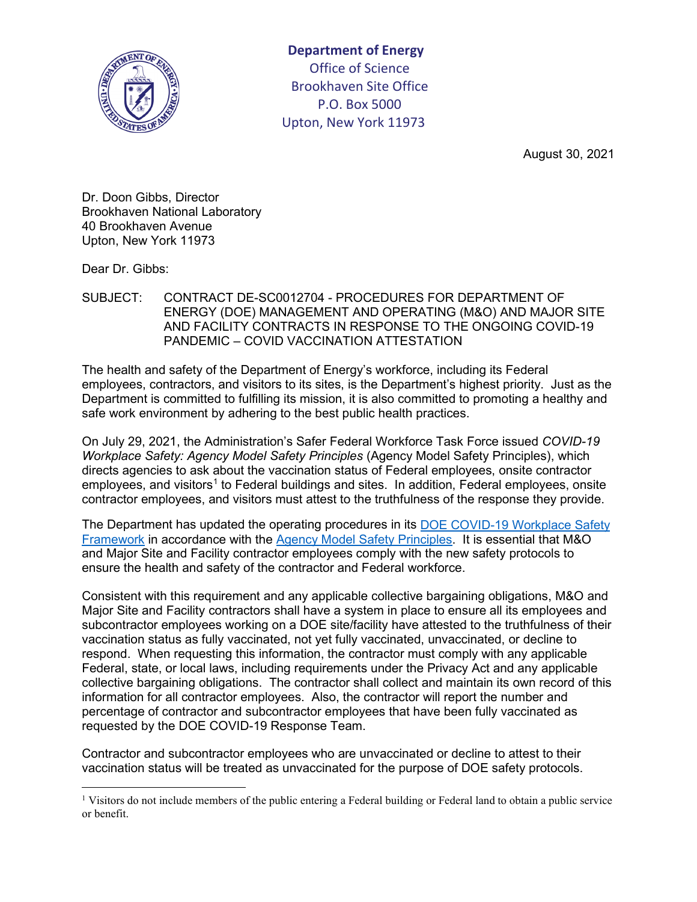**Department of Energy**
Office of Science
Brookhaven Site Office
P.O. Box 5000
Upton, New York 11973

August 30, 2021

Dr. Doon Gibbs, Director
Brookhaven National Laboratory
40 Brookhaven Avenue
Upton, New York 11973

Dear Dr. Gibbs:

SUBJECT: CONTRACT DE-SC0012704 - PROCEDURES FOR DEPARTMENT OF ENERGY (DOE) MANAGEMENT AND OPERATING (M&O) AND MAJOR SITE AND FACILITY CONTRACTS IN RESPONSE TO THE ONGOING COVID-19 PANDEMIC – COVID VACCINATION ATTESTATION

The health and safety of the Department of Energy's workforce, including its Federal employees, contractors, and visitors to its sites, is the Department's highest priority. Just as the Department is committed to fulfilling its mission, it is also committed to promoting a healthy and safe work environment by adhering to the best public health practices.

On July 29, 2021, the Administration's Safer Federal Workforce Task Force issued *COVID-19 Workplace Safety: Agency Model Safety Principles* (Agency Model Safety Principles), which directs agencies to ask about the vaccination status of Federal employees, onsite contractor employees, and visitors[1] to Federal buildings and sites. In addition, Federal employees, onsite contractor employees, and visitors must attest to the truthfulness of the response they provide.

The Department has updated the operating procedures in its DOE COVID-19 Workplace Safety Framework in accordance with the Agency Model Safety Principles. It is essential that M&O and Major Site and Facility contractor employees comply with the new safety protocols to ensure the health and safety of the contractor and Federal workforce.

Consistent with this requirement and any applicable collective bargaining obligations, M&O and Major Site and Facility contractors shall have a system in place to ensure all its employees and subcontractor employees working on a DOE site/facility have attested to the truthfulness of their vaccination status as fully vaccinated, not yet fully vaccinated, unvaccinated, or decline to respond. When requesting this information, the contractor must comply with any applicable Federal, state, or local laws, including requirements under the Privacy Act and any applicable collective bargaining obligations. The contractor shall collect and maintain its own record of this information for all contractor employees. Also, the contractor will report the number and percentage of contractor and subcontractor employees that have been fully vaccinated as requested by the DOE COVID-19 Response Team.

Contractor and subcontractor employees who are unvaccinated or decline to attest to their vaccination status will be treated as unvaccinated for the purpose of DOE safety protocols.

[1] Visitors do not include members of the public entering a Federal building or Federal land to obtain a public service or benefit.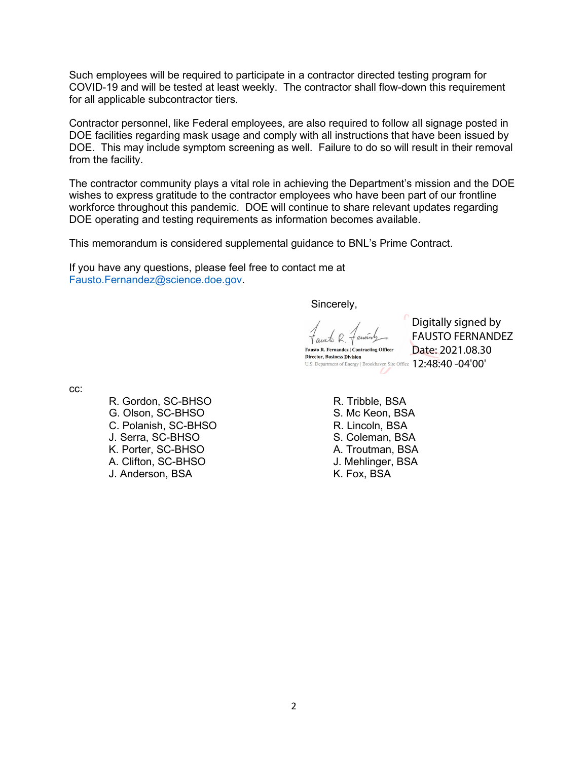Such employees will be required to participate in a contractor directed testing program for COVID-19 and will be tested at least weekly. The contractor shall flow-down this requirement for all applicable subcontractor tiers.

Contractor personnel, like Federal employees, are also required to follow all signage posted in DOE facilities regarding mask usage and comply with all instructions that have been issued by DOE. This may include symptom screening as well. Failure to do so will result in their removal from the facility.

The contractor community plays a vital role in achieving the Department's mission and the DOE wishes to express gratitude to the contractor employees who have been part of our frontline workforce throughout this pandemic. DOE will continue to share relevant updates regarding DOE operating and testing requirements as information becomes available.

This memorandum is considered supplemental guidance to BNL's Prime Contract.

If you have any questions, please feel free to contact me at Fausto.Fernandez@science.doe.gov.

Sincerely,

Fausto R. Fernandez | Contracting Officer
Director, Business Division
U.S. Department of Energy | Brookhaven Site Office

Digitally signed by FAUSTO FERNANDEZ
Date: 2021.08.30 12:48:40 -04'00'

cc:

R. Gordon, SC-BHSO
G. Olson, SC-BHSO
C. Polanish, SC-BHSO
J. Serra, SC-BHSO
K. Porter, SC-BHSO
A. Clifton, SC-BHSO
J. Anderson, BSA
R. Tribble, BSA
S. Mc Keon, BSA
R. Lincoln, BSA
S. Coleman, BSA
A. Troutman, BSA
J. Mehlinger, BSA
K. Fox, BSA